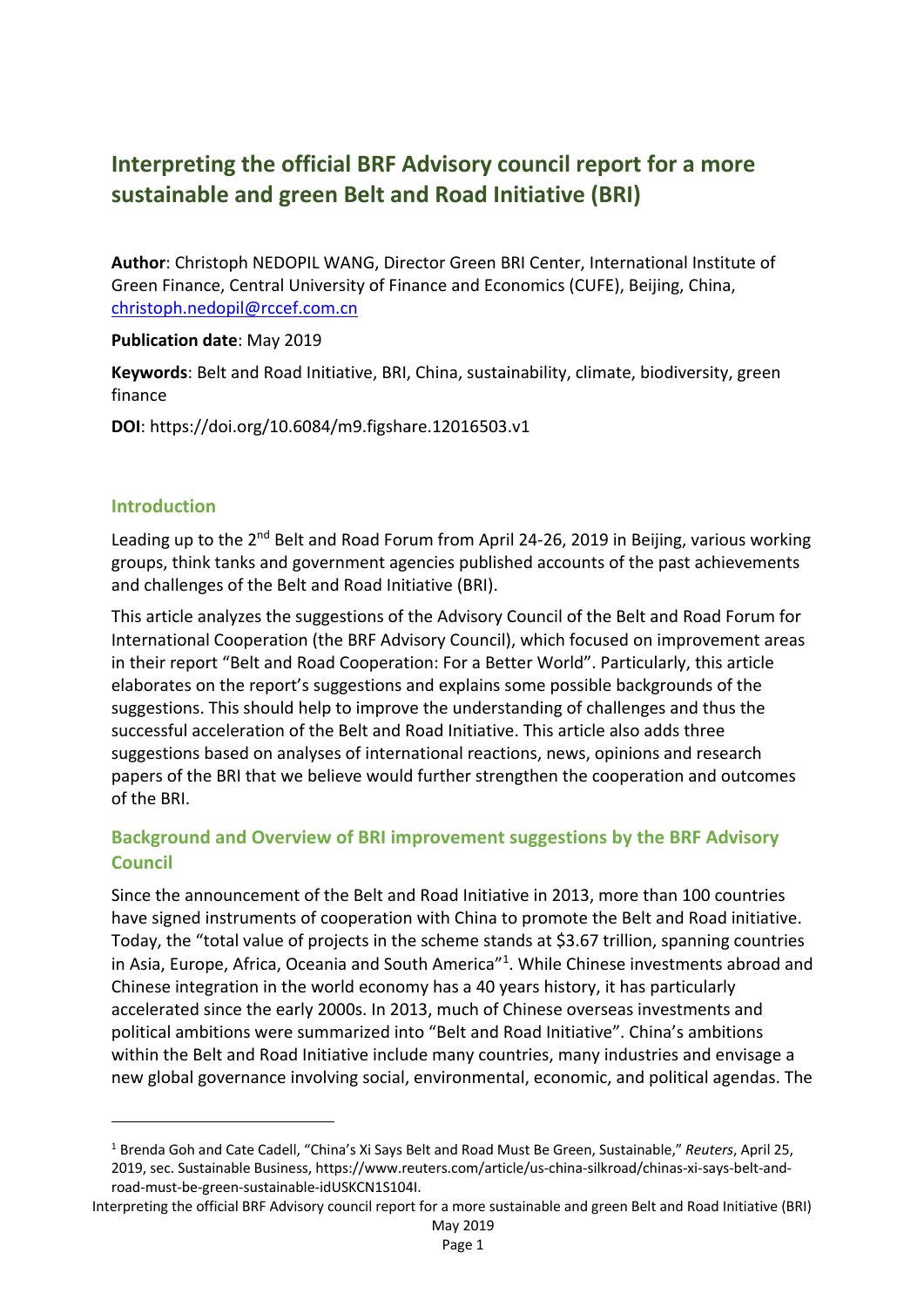# Interpreting the official BRF Advisory council report for a more sustainable and green Belt and Road Initiative (BRI)

**Author**: Christoph NEDOPIL WANG, Director Green BRI Center, International Institute of Green Finance, Central University of Finance and Economics (CUFE), Beijing, China, christoph.nedopil@rccef.com.cn

**Publication date**: May 2019

**Keywords**: Belt and Road Initiative, BRI, China, sustainability, climate, biodiversity, green finance

**DOI**: https://doi.org/10.6084/m9.figshare.12016503.v1

## Introduction

Leading up to the 2nd Belt and Road Forum from April 24-26, 2019 in Beijing, various working groups, think tanks and government agencies published accounts of the past achievements and challenges of the Belt and Road Initiative (BRI).

This article analyzes the suggestions of the Advisory Council of the Belt and Road Forum for International Cooperation (the BRF Advisory Council), which focused on improvement areas in their report "Belt and Road Cooperation: For a Better World". Particularly, this article elaborates on the report's suggestions and explains some possible backgrounds of the suggestions. This should help to improve the understanding of challenges and thus the successful acceleration of the Belt and Road Initiative. This article also adds three suggestions based on analyses of international reactions, news, opinions and research papers of the BRI that we believe would further strengthen the cooperation and outcomes of the BRI.

## Background and Overview of BRI improvement suggestions by the BRF Advisory Council

Since the announcement of the Belt and Road Initiative in 2013, more than 100 countries have signed instruments of cooperation with China to promote the Belt and Road initiative. Today, the "total value of projects in the scheme stands at $3.67 trillion, spanning countries in Asia, Europe, Africa, Oceania and South America"[1]. While Chinese investments abroad and Chinese integration in the world economy has a 40 years history, it has particularly accelerated since the early 2000s. In 2013, much of Chinese overseas investments and political ambitions were summarized into "Belt and Road Initiative". China's ambitions within the Belt and Road Initiative include many countries, many industries and envisage a new global governance involving social, environmental, economic, and political agendas. The

[1] Brenda Goh and Cate Cadell, "China's Xi Says Belt and Road Must Be Green, Sustainable," *Reuters*, April 25, 2019, sec. Sustainable Business, https://www.reuters.com/article/us-china-silkroad/chinas-xi-says-belt-and-road-must-be-green-sustainable-idUSKCN1S104I.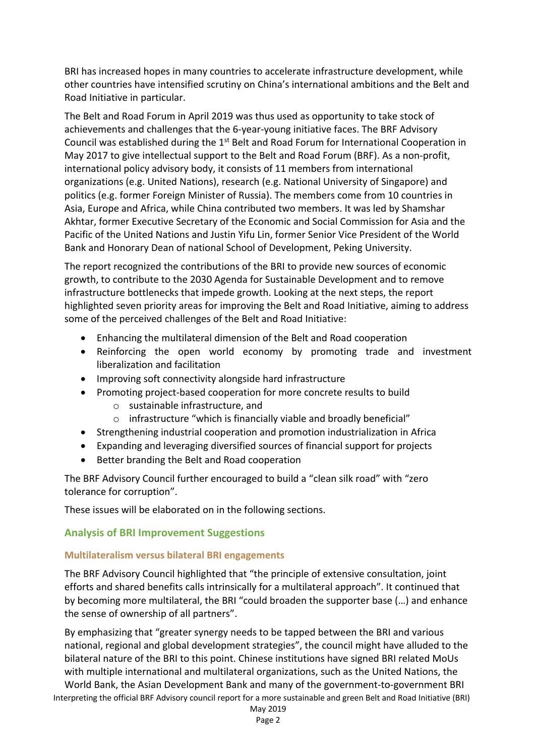BRI has increased hopes in many countries to accelerate infrastructure development, while other countries have intensified scrutiny on China's international ambitions and the Belt and Road Initiative in particular.

The Belt and Road Forum in April 2019 was thus used as opportunity to take stock of achievements and challenges that the 6-year-young initiative faces. The BRF Advisory Council was established during the 1st Belt and Road Forum for International Cooperation in May 2017 to give intellectual support to the Belt and Road Forum (BRF). As a non-profit, international policy advisory body, it consists of 11 members from international organizations (e.g. United Nations), research (e.g. National University of Singapore) and politics (e.g. former Foreign Minister of Russia). The members come from 10 countries in Asia, Europe and Africa, while China contributed two members. It was led by Shamshar Akhtar, former Executive Secretary of the Economic and Social Commission for Asia and the Pacific of the United Nations and Justin Yifu Lin, former Senior Vice President of the World Bank and Honorary Dean of national School of Development, Peking University.

The report recognized the contributions of the BRI to provide new sources of economic growth, to contribute to the 2030 Agenda for Sustainable Development and to remove infrastructure bottlenecks that impede growth. Looking at the next steps, the report highlighted seven priority areas for improving the Belt and Road Initiative, aiming to address some of the perceived challenges of the Belt and Road Initiative:

- Enhancing the multilateral dimension of the Belt and Road cooperation
- Reinforcing the open world economy by promoting trade and investment liberalization and facilitation
- Improving soft connectivity alongside hard infrastructure
- Promoting project-based cooperation for more concrete results to build
    - sustainable infrastructure, and
    - infrastructure "which is financially viable and broadly beneficial"
- Strengthening industrial cooperation and promotion industrialization in Africa
- Expanding and leveraging diversified sources of financial support for projects
- Better branding the Belt and Road cooperation

The BRF Advisory Council further encouraged to build a "clean silk road" with "zero tolerance for corruption".

These issues will be elaborated on in the following sections.

## Analysis of BRI Improvement Suggestions

### Multilateralism versus bilateral BRI engagements

The BRF Advisory Council highlighted that "the principle of extensive consultation, joint efforts and shared benefits calls intrinsically for a multilateral approach". It continued that by becoming more multilateral, the BRI "could broaden the supporter base (…) and enhance the sense of ownership of all partners".

By emphasizing that "greater synergy needs to be tapped between the BRI and various national, regional and global development strategies", the council might have alluded to the bilateral nature of the BRI to this point. Chinese institutions have signed BRI related MoUs with multiple international and multilateral organizations, such as the United Nations, the World Bank, the Asian Development Bank and many of the government-to-government BRI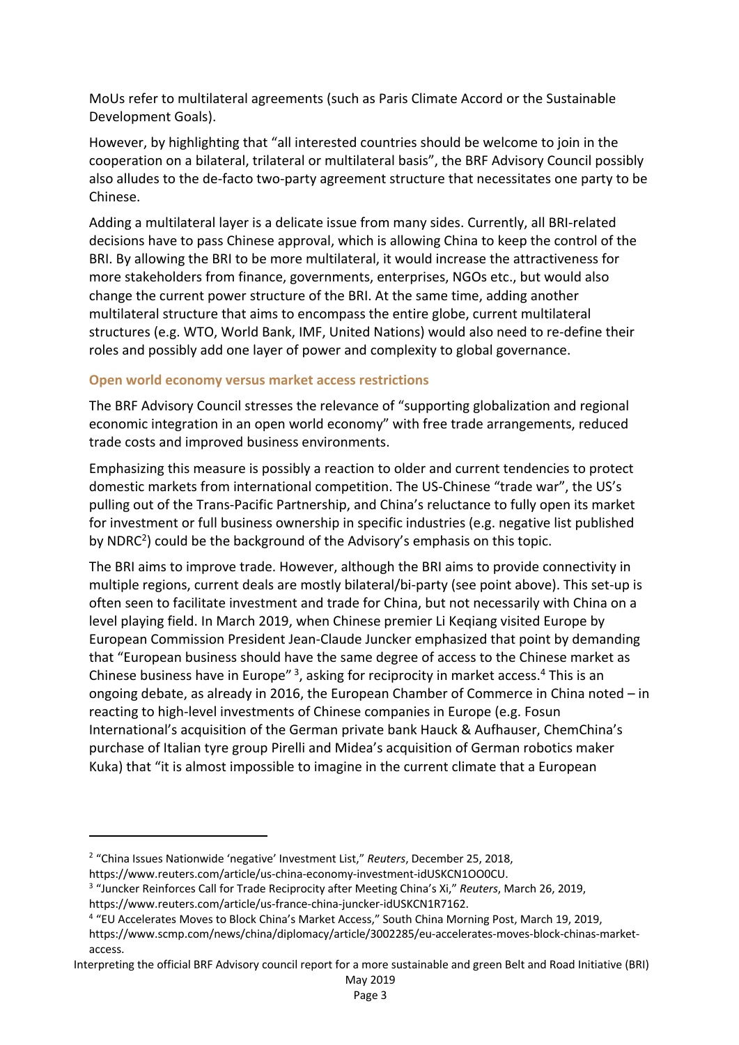MoUs refer to multilateral agreements (such as Paris Climate Accord or the Sustainable Development Goals).

However, by highlighting that "all interested countries should be welcome to join in the cooperation on a bilateral, trilateral or multilateral basis", the BRF Advisory Council possibly also alludes to the de-facto two-party agreement structure that necessitates one party to be Chinese.

Adding a multilateral layer is a delicate issue from many sides. Currently, all BRI-related decisions have to pass Chinese approval, which is allowing China to keep the control of the BRI. By allowing the BRI to be more multilateral, it would increase the attractiveness for more stakeholders from finance, governments, enterprises, NGOs etc., but would also change the current power structure of the BRI. At the same time, adding another multilateral structure that aims to encompass the entire globe, current multilateral structures (e.g. WTO, World Bank, IMF, United Nations) would also need to re-define their roles and possibly add one layer of power and complexity to global governance.

### Open world economy versus market access restrictions

The BRF Advisory Council stresses the relevance of "supporting globalization and regional economic integration in an open world economy" with free trade arrangements, reduced trade costs and improved business environments.

Emphasizing this measure is possibly a reaction to older and current tendencies to protect domestic markets from international competition. The US-Chinese "trade war", the US's pulling out of the Trans-Pacific Partnership, and China's reluctance to fully open its market for investment or full business ownership in specific industries (e.g. negative list published by NDRC[2]) could be the background of the Advisory's emphasis on this topic.

The BRI aims to improve trade. However, although the BRI aims to provide connectivity in multiple regions, current deals are mostly bilateral/bi-party (see point above). This set-up is often seen to facilitate investment and trade for China, but not necessarily with China on a level playing field. In March 2019, when Chinese premier Li Keqiang visited Europe by European Commission President Jean-Claude Juncker emphasized that point by demanding that "European business should have the same degree of access to the Chinese market as Chinese business have in Europe" [3], asking for reciprocity in market access.[4] This is an ongoing debate, as already in 2016, the European Chamber of Commerce in China noted – in reacting to high-level investments of Chinese companies in Europe (e.g. Fosun International's acquisition of the German private bank Hauck & Aufhauser, ChemChina's purchase of Italian tyre group Pirelli and Midea's acquisition of German robotics maker Kuka) that "it is almost impossible to imagine in the current climate that a European

---

[2] "China Issues Nationwide 'negative' Investment List," *Reuters*, December 25, 2018, https://www.reuters.com/article/us-china-economy-investment-idUSKCN1OO0CU.

[3] "Juncker Reinforces Call for Trade Reciprocity after Meeting China's Xi," *Reuters*, March 26, 2019, https://www.reuters.com/article/us-france-china-juncker-idUSKCN1R7162.

[4] "EU Accelerates Moves to Block China's Market Access," South China Morning Post, March 19, 2019, https://www.scmp.com/news/china/diplomacy/article/3002285/eu-accelerates-moves-block-chinas-market-access.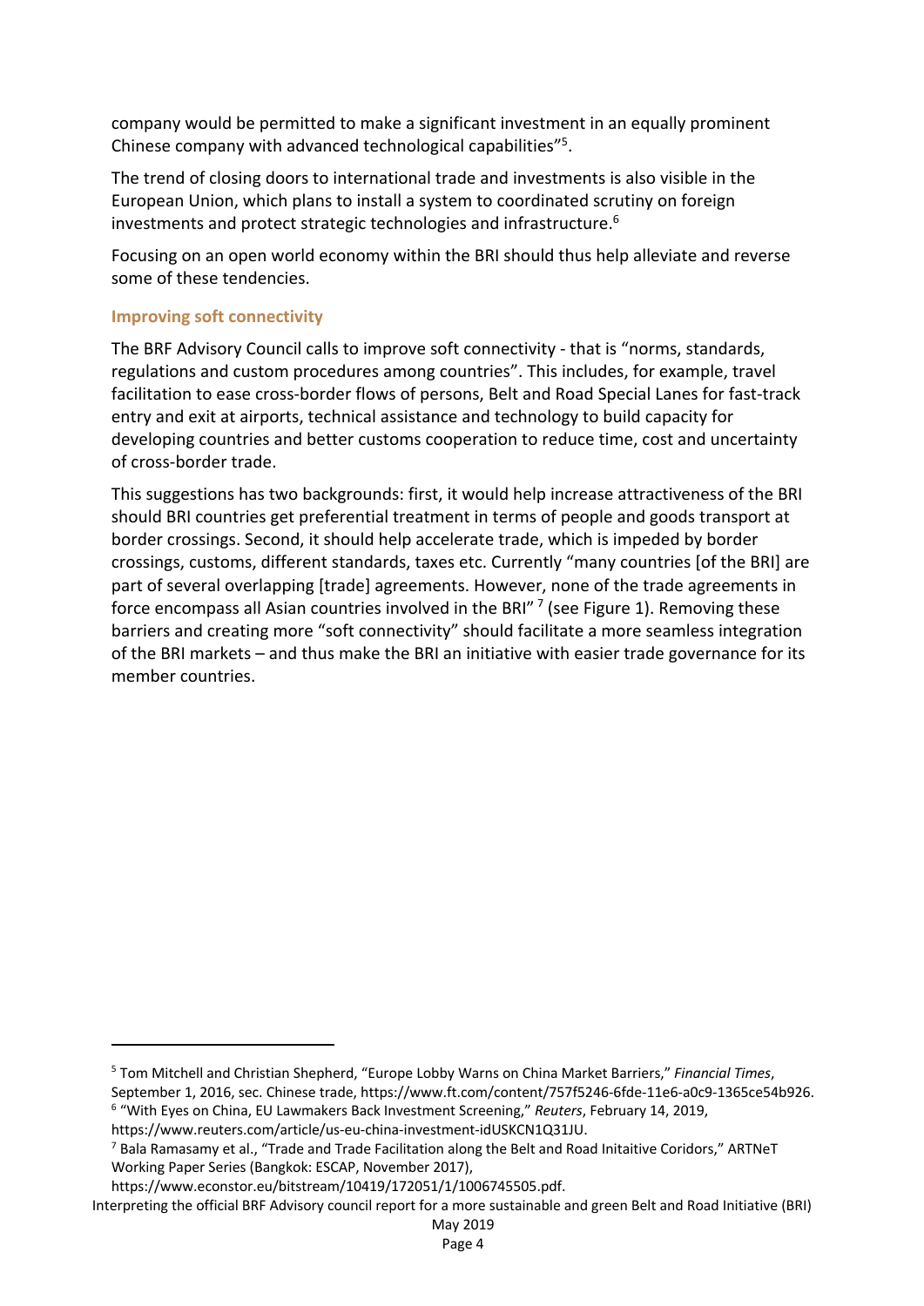company would be permitted to make a significant investment in an equally prominent Chinese company with advanced technological capabilities"[5].

The trend of closing doors to international trade and investments is also visible in the European Union, which plans to install a system to coordinated scrutiny on foreign investments and protect strategic technologies and infrastructure.[6]

Focusing on an open world economy within the BRI should thus help alleviate and reverse some of these tendencies.

### Improving soft connectivity

The BRF Advisory Council calls to improve soft connectivity - that is "norms, standards, regulations and custom procedures among countries". This includes, for example, travel facilitation to ease cross-border flows of persons, Belt and Road Special Lanes for fast-track entry and exit at airports, technical assistance and technology to build capacity for developing countries and better customs cooperation to reduce time, cost and uncertainty of cross-border trade.

This suggestions has two backgrounds: first, it would help increase attractiveness of the BRI should BRI countries get preferential treatment in terms of people and goods transport at border crossings. Second, it should help accelerate trade, which is impeded by border crossings, customs, different standards, taxes etc. Currently "many countries [of the BRI] are part of several overlapping [trade] agreements. However, none of the trade agreements in force encompass all Asian countries involved in the BRI" [7] (see Figure 1). Removing these barriers and creating more "soft connectivity" should facilitate a more seamless integration of the BRI markets – and thus make the BRI an initiative with easier trade governance for its member countries.

---

[5] Tom Mitchell and Christian Shepherd, "Europe Lobby Warns on China Market Barriers," *Financial Times*, September 1, 2016, sec. Chinese trade, https://www.ft.com/content/757f5246-6fde-11e6-a0c9-1365ce54b926.

[6] "With Eyes on China, EU Lawmakers Back Investment Screening," *Reuters*, February 14, 2019, https://www.reuters.com/article/us-eu-china-investment-idUSKCN1Q31JU.

[7] Bala Ramasamy et al., "Trade and Trade Facilitation along the Belt and Road Initaitive Coridors," ARTNeT Working Paper Series (Bangkok: ESCAP, November 2017), https://www.econstor.eu/bitstream/10419/172051/1/1006745505.pdf.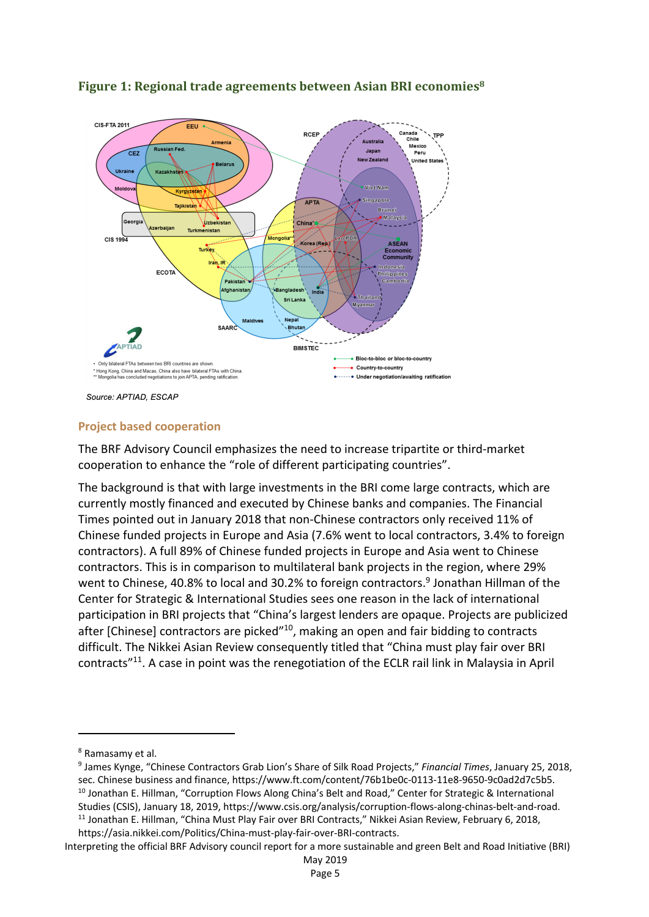## Figure 1: Regional trade agreements between Asian BRI economies[8]

Source: APTIAD, ESCAP

### Project based cooperation

The BRF Advisory Council emphasizes the need to increase tripartite or third-market cooperation to enhance the "role of different participating countries".

The background is that with large investments in the BRI come large contracts, which are currently mostly financed and executed by Chinese banks and companies. The Financial Times pointed out in January 2018 that non-Chinese contractors only received 11% of Chinese funded projects in Europe and Asia (7.6% went to local contractors, 3.4% to foreign contractors). A full 89% of Chinese funded projects in Europe and Asia went to Chinese contractors. This is in comparison to multilateral bank projects in the region, where 29% went to Chinese, 40.8% to local and 30.2% to foreign contractors.[9] Jonathan Hillman of the Center for Strategic & International Studies sees one reason in the lack of international participation in BRI projects that "China's largest lenders are opaque. Projects are publicized after [Chinese] contractors are picked"[10], making an open and fair bidding to contracts difficult. The Nikkei Asian Review consequently titled that "China must play fair over BRI contracts"[11]. A case in point was the renegotiation of the ECLR rail link in Malaysia in April

---

[8] Ramasamy et al.

[9] James Kynge, "Chinese Contractors Grab Lion's Share of Silk Road Projects," *Financial Times*, January 25, 2018, sec. Chinese business and finance, https://www.ft.com/content/76b1be0c-0113-11e8-9650-9c0ad2d7c5b5.

[10] Jonathan E. Hillman, "Corruption Flows Along China's Belt and Road," Center for Strategic & International Studies (CSIS), January 18, 2019, https://www.csis.org/analysis/corruption-flows-along-chinas-belt-and-road.

[11] Jonathan E. Hillman, "China Must Play Fair over BRI Contracts," Nikkei Asian Review, February 6, 2018, https://asia.nikkei.com/Politics/China-must-play-fair-over-BRI-contracts.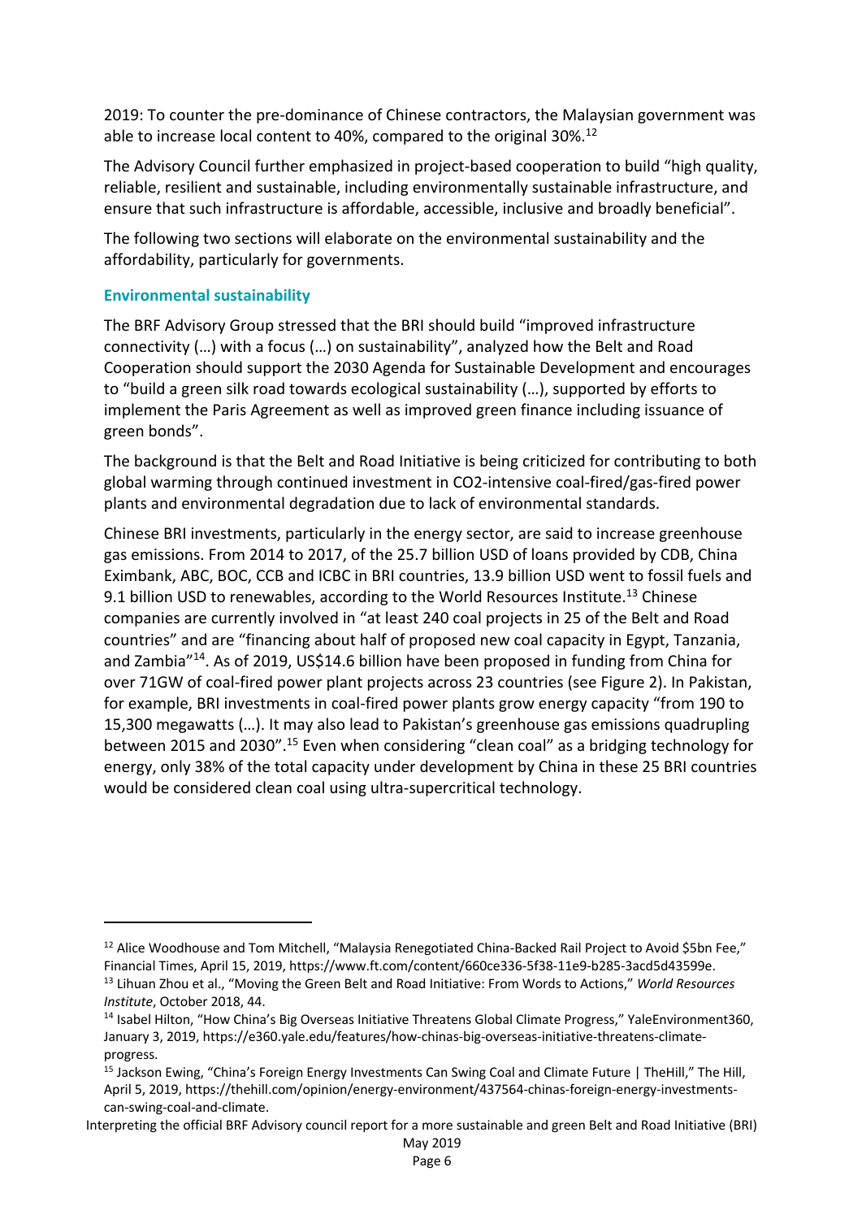2019: To counter the pre-dominance of Chinese contractors, the Malaysian government was able to increase local content to 40%, compared to the original 30%.[12]

The Advisory Council further emphasized in project-based cooperation to build "high quality, reliable, resilient and sustainable, including environmentally sustainable infrastructure, and ensure that such infrastructure is affordable, accessible, inclusive and broadly beneficial".

The following two sections will elaborate on the environmental sustainability and the affordability, particularly for governments.

### Environmental sustainability

The BRF Advisory Group stressed that the BRI should build "improved infrastructure connectivity (…) with a focus (…) on sustainability", analyzed how the Belt and Road Cooperation should support the 2030 Agenda for Sustainable Development and encourages to "build a green silk road towards ecological sustainability (…), supported by efforts to implement the Paris Agreement as well as improved green finance including issuance of green bonds".

The background is that the Belt and Road Initiative is being criticized for contributing to both global warming through continued investment in $CO_2$-intensive coal-fired/gas-fired power plants and environmental degradation due to lack of environmental standards.

Chinese BRI investments, particularly in the energy sector, are said to increase greenhouse gas emissions. From 2014 to 2017, of the 25.7 billion USD of loans provided by CDB, China Eximbank, ABC, BOC, CCB and ICBC in BRI countries, 13.9 billion USD went to fossil fuels and 9.1 billion USD to renewables, according to the World Resources Institute.[13] Chinese companies are currently involved in "at least 240 coal projects in 25 of the Belt and Road countries" and are "financing about half of proposed new coal capacity in Egypt, Tanzania, and Zambia"[14]. As of 2019, US$14.6 billion have been proposed in funding from China for over 71GW of coal-fired power plant projects across 23 countries (see Figure 2). In Pakistan, for example, BRI investments in coal-fired power plants grow energy capacity "from 190 to 15,300 megawatts (…). It may also lead to Pakistan's greenhouse gas emissions quadrupling between 2015 and 2030".[15] Even when considering "clean coal" as a bridging technology for energy, only 38% of the total capacity under development by China in these 25 BRI countries would be considered clean coal using ultra-supercritical technology.

---

[12] Alice Woodhouse and Tom Mitchell, "Malaysia Renegotiated China-Backed Rail Project to Avoid $5bn Fee," Financial Times, April 15, 2019, https://www.ft.com/content/660ce336-5f38-11e9-b285-3acd5d43599e.

[13] Lihuan Zhou et al., "Moving the Green Belt and Road Initiative: From Words to Actions," *World Resources Institute*, October 2018, 44.

[14] Isabel Hilton, "How China's Big Overseas Initiative Threatens Global Climate Progress," YaleEnvironment360, January 3, 2019, https://e360.yale.edu/features/how-chinas-big-overseas-initiative-threatens-climate-progress.

[15] Jackson Ewing, "China's Foreign Energy Investments Can Swing Coal and Climate Future | TheHill," The Hill, April 5, 2019, https://thehill.com/opinion/energy-environment/437564-chinas-foreign-energy-investments-can-swing-coal-and-climate.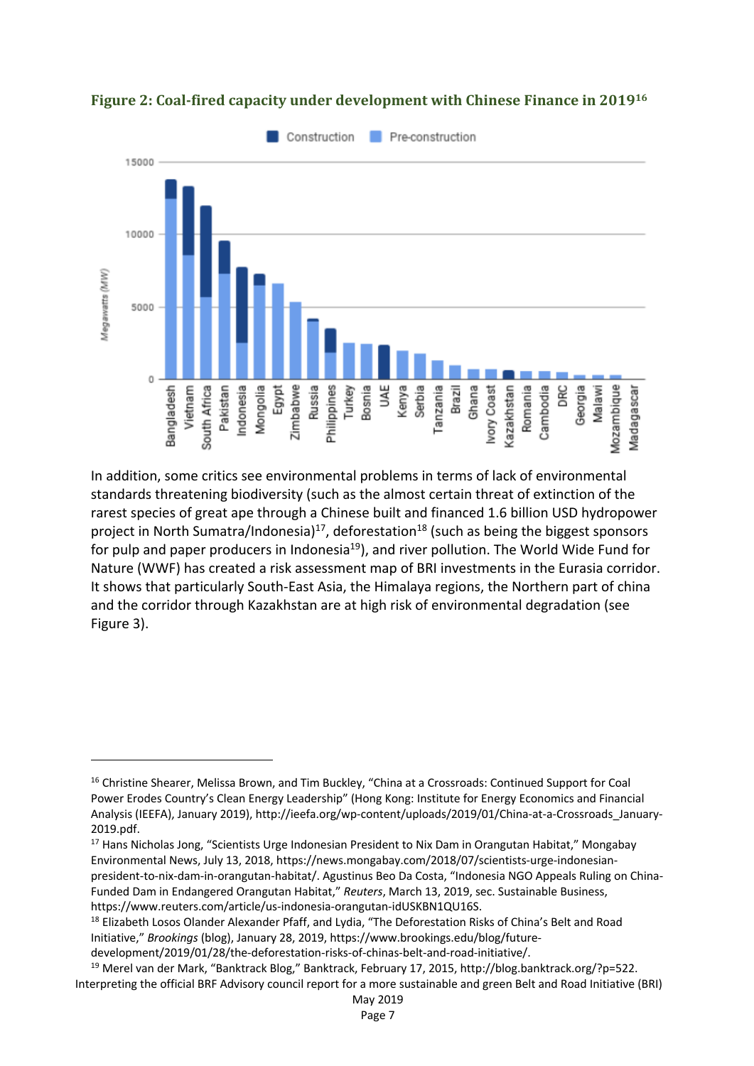**Figure 2: Coal-fired capacity under development with Chinese Finance in 2019[16]**

In addition, some critics see environmental problems in terms of lack of environmental standards threatening biodiversity (such as the almost certain threat of extinction of the rarest species of great ape through a Chinese built and financed 1.6 billion USD hydropower project in North Sumatra/Indonesia)[17], deforestation[18] (such as being the biggest sponsors for pulp and paper producers in Indonesia[19]), and river pollution. The World Wide Fund for Nature (WWF) has created a risk assessment map of BRI investments in the Eurasia corridor. It shows that particularly South-East Asia, the Himalaya regions, the Northern part of china and the corridor through Kazakhstan are at high risk of environmental degradation (see Figure 3).

---

[16] Christine Shearer, Melissa Brown, and Tim Buckley, "China at a Crossroads: Continued Support for Coal Power Erodes Country's Clean Energy Leadership" (Hong Kong: Institute for Energy Economics and Financial Analysis (IEEFA), January 2019), http://ieefa.org/wp-content/uploads/2019/01/China-at-a-Crossroads_January-2019.pdf.

[17] Hans Nicholas Jong, "Scientists Urge Indonesian President to Nix Dam in Orangutan Habitat," Mongabay Environmental News, July 13, 2018, https://news.mongabay.com/2018/07/scientists-urge-indonesian-president-to-nix-dam-in-orangutan-habitat/. Agustinus Beo Da Costa, "Indonesia NGO Appeals Ruling on China-Funded Dam in Endangered Orangutan Habitat," *Reuters*, March 13, 2019, sec. Sustainable Business, https://www.reuters.com/article/us-indonesia-orangutan-idUSKBN1QU16S.

[18] Elizabeth Losos Olander Alexander Pfaff, and Lydia, "The Deforestation Risks of China's Belt and Road Initiative," *Brookings* (blog), January 28, 2019, https://www.brookings.edu/blog/future-development/2019/01/28/the-deforestation-risks-of-chinas-belt-and-road-initiative/.

[19] Merel van der Mark, "Banktrack Blog," Banktrack, February 17, 2015, http://blog.banktrack.org/?p=522.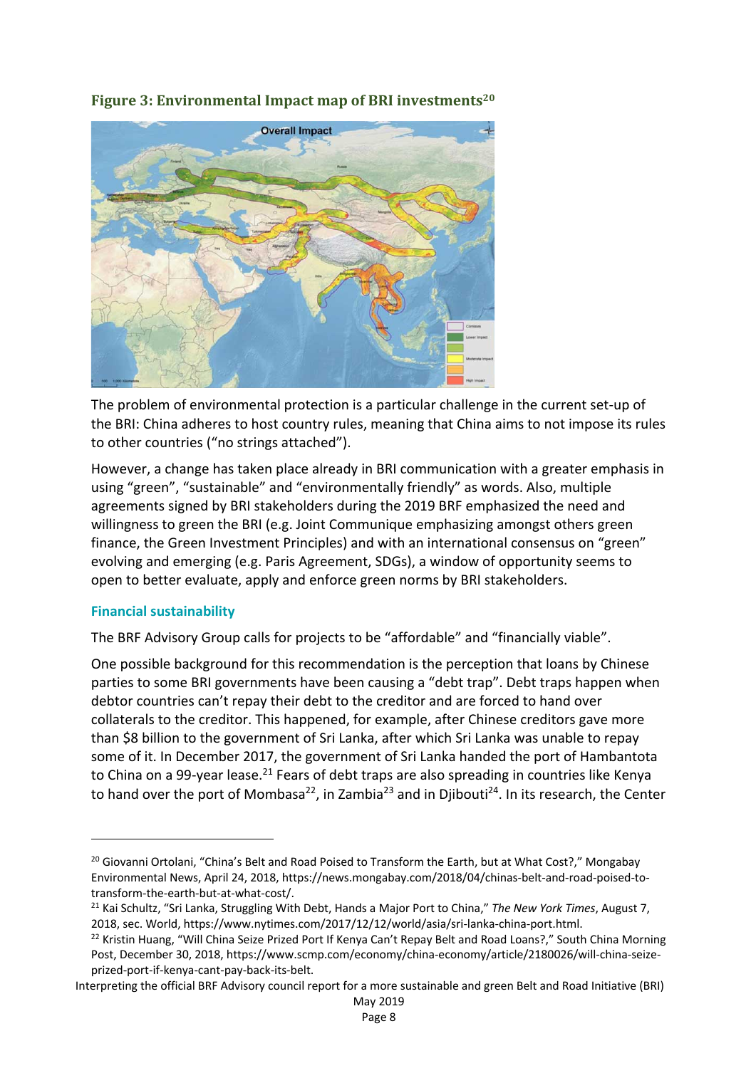**Figure 3: Environmental Impact map of BRI investments[20]**

The problem of environmental protection is a particular challenge in the current set-up of the BRI: China adheres to host country rules, meaning that China aims to not impose its rules to other countries ("no strings attached").

However, a change has taken place already in BRI communication with a greater emphasis in using "green", "sustainable" and "environmentally friendly" as words. Also, multiple agreements signed by BRI stakeholders during the 2019 BRF emphasized the need and willingness to green the BRI (e.g. Joint Communique emphasizing amongst others green finance, the Green Investment Principles) and with an international consensus on "green" evolving and emerging (e.g. Paris Agreement, SDGs), a window of opportunity seems to open to better evaluate, apply and enforce green norms by BRI stakeholders.

### Financial sustainability

The BRF Advisory Group calls for projects to be "affordable" and "financially viable".

One possible background for this recommendation is the perception that loans by Chinese parties to some BRI governments have been causing a "debt trap". Debt traps happen when debtor countries can't repay their debt to the creditor and are forced to hand over collaterals to the creditor. This happened, for example, after Chinese creditors gave more than $8 billion to the government of Sri Lanka, after which Sri Lanka was unable to repay some of it. In December 2017, the government of Sri Lanka handed the port of Hambantota to China on a 99-year lease.[21] Fears of debt traps are also spreading in countries like Kenya to hand over the port of Mombasa[22], in Zambia[23] and in Djibouti[24]. In its research, the Center

---

[20] Giovanni Ortolani, "China's Belt and Road Poised to Transform the Earth, but at What Cost?," Mongabay Environmental News, April 24, 2018, https://news.mongabay.com/2018/04/chinas-belt-and-road-poised-to-transform-the-earth-but-at-what-cost/.

[21] Kai Schultz, "Sri Lanka, Struggling With Debt, Hands a Major Port to China," *The New York Times*, August 7, 2018, sec. World, https://www.nytimes.com/2017/12/12/world/asia/sri-lanka-china-port.html.

[22] Kristin Huang, "Will China Seize Prized Port If Kenya Can't Repay Belt and Road Loans?," South China Morning Post, December 30, 2018, https://www.scmp.com/economy/china-economy/article/2180026/will-china-seize-prized-port-if-kenya-cant-pay-back-its-belt.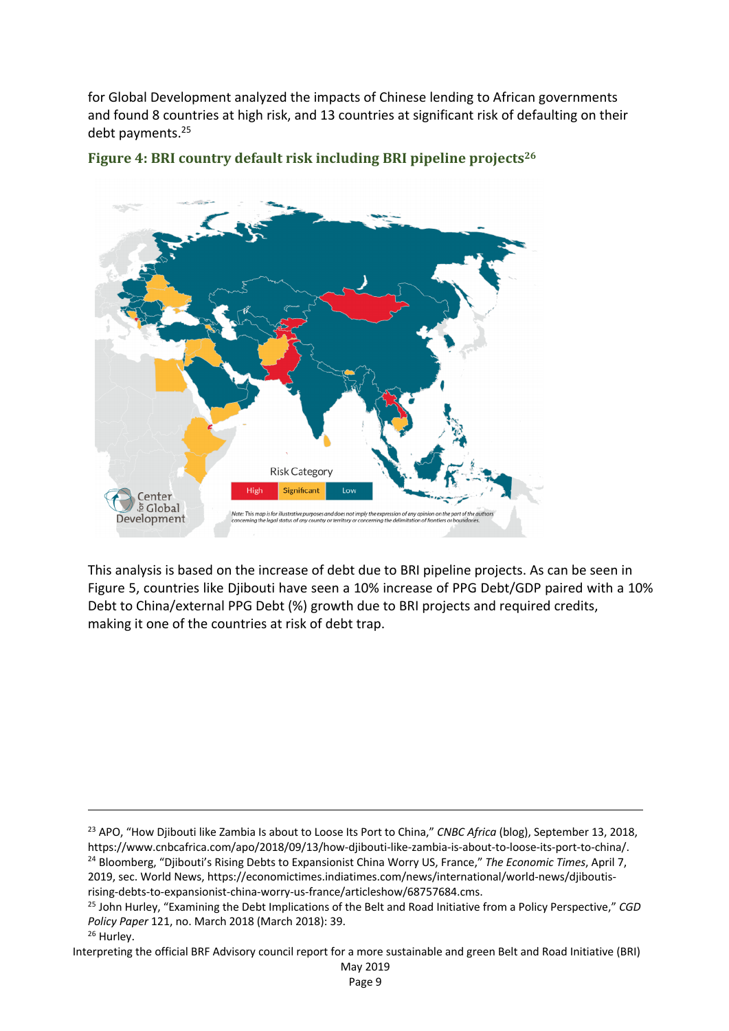for Global Development analyzed the impacts of Chinese lending to African governments and found 8 countries at high risk, and 13 countries at significant risk of defaulting on their debt payments.[25]

**Figure 4: BRI country default risk including BRI pipeline projects[26]**

This analysis is based on the increase of debt due to BRI pipeline projects. As can be seen in Figure 5, countries like Djibouti have seen a 10% increase of PPG Debt/GDP paired with a 10% Debt to China/external PPG Debt (%) growth due to BRI projects and required credits, making it one of the countries at risk of debt trap.

---

[23] APO, "How Djibouti like Zambia Is about to Loose Its Port to China," *CNBC Africa* (blog), September 13, 2018, https://www.cnbcafrica.com/apo/2018/09/13/how-djibouti-like-zambia-is-about-to-loose-its-port-to-china/.

[24] Bloomberg, "Djibouti's Rising Debts to Expansionist China Worry US, France," *The Economic Times*, April 7, 2019, sec. World News, https://economictimes.indiatimes.com/news/international/world-news/djiboutis-rising-debts-to-expansionist-china-worry-us-france/articleshow/68757684.cms.

[25] John Hurley, "Examining the Debt Implications of the Belt and Road Initiative from a Policy Perspective," *CGD Policy Paper* 121, no. March 2018 (March 2018): 39.

[26] Hurley.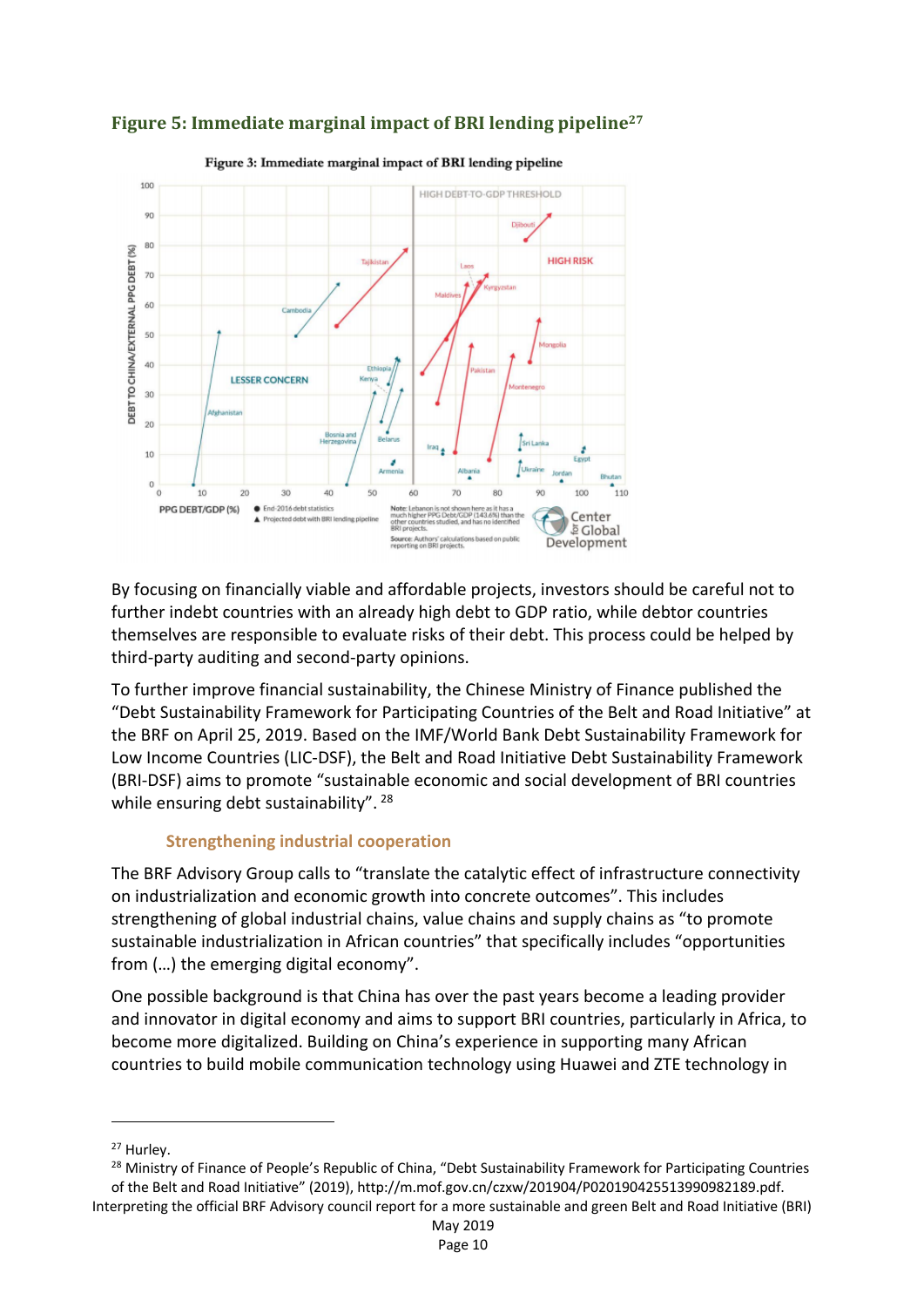**Figure 5: Immediate marginal impact of BRI lending pipeline**[27]

By focusing on financially viable and affordable projects, investors should be careful not to further indebt countries with an already high debt to GDP ratio, while debtor countries themselves are responsible to evaluate risks of their debt. This process could be helped by third-party auditing and second-party opinions.

To further improve financial sustainability, the Chinese Ministry of Finance published the "Debt Sustainability Framework for Participating Countries of the Belt and Road Initiative" at the BRF on April 25, 2019. Based on the IMF/World Bank Debt Sustainability Framework for Low Income Countries (LIC-DSF), the Belt and Road Initiative Debt Sustainability Framework (BRI-DSF) aims to promote "sustainable economic and social development of BRI countries while ensuring debt sustainability". [28]

### Strengthening industrial cooperation

The BRF Advisory Group calls to "translate the catalytic effect of infrastructure connectivity on industrialization and economic growth into concrete outcomes". This includes strengthening of global industrial chains, value chains and supply chains as "to promote sustainable industrialization in African countries" that specifically includes "opportunities from (…) the emerging digital economy".

One possible background is that China has over the past years become a leading provider and innovator in digital economy and aims to support BRI countries, particularly in Africa, to become more digitalized. Building on China's experience in supporting many African countries to build mobile communication technology using Huawei and ZTE technology in

---

[27] Hurley.

[28] Ministry of Finance of People's Republic of China, "Debt Sustainability Framework for Participating Countries of the Belt and Road Initiative" (2019), http://m.mof.gov.cn/czxw/201904/P020190425513990982189.pdf.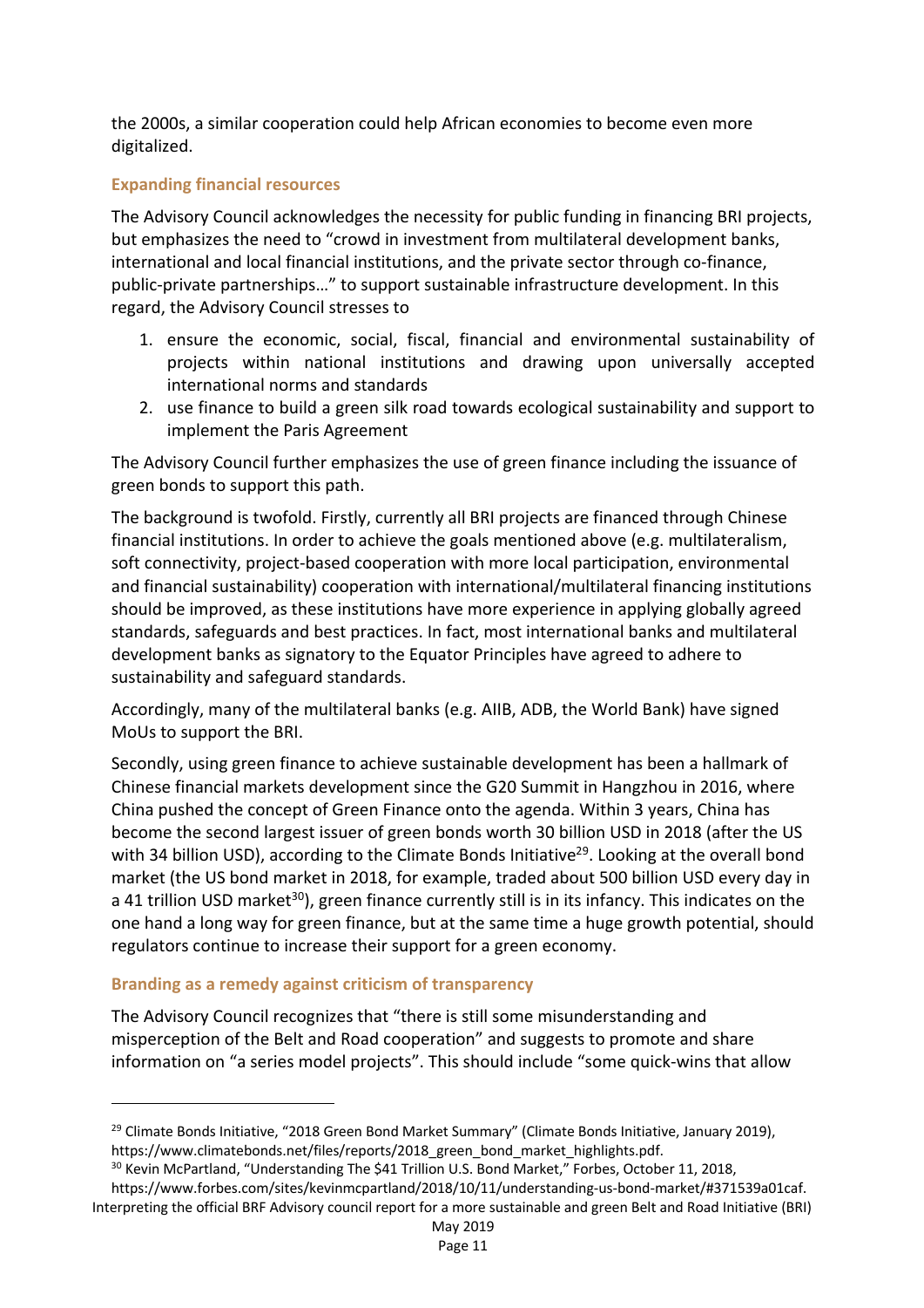the 2000s, a similar cooperation could help African economies to become even more digitalized.

### Expanding financial resources

The Advisory Council acknowledges the necessity for public funding in financing BRI projects, but emphasizes the need to "crowd in investment from multilateral development banks, international and local financial institutions, and the private sector through co-finance, public-private partnerships…" to support sustainable infrastructure development. In this regard, the Advisory Council stresses to

1. ensure the economic, social, fiscal, financial and environmental sustainability of projects within national institutions and drawing upon universally accepted international norms and standards
2. use finance to build a green silk road towards ecological sustainability and support to implement the Paris Agreement

The Advisory Council further emphasizes the use of green finance including the issuance of green bonds to support this path.

The background is twofold. Firstly, currently all BRI projects are financed through Chinese financial institutions. In order to achieve the goals mentioned above (e.g. multilateralism, soft connectivity, project-based cooperation with more local participation, environmental and financial sustainability) cooperation with international/multilateral financing institutions should be improved, as these institutions have more experience in applying globally agreed standards, safeguards and best practices. In fact, most international banks and multilateral development banks as signatory to the Equator Principles have agreed to adhere to sustainability and safeguard standards.

Accordingly, many of the multilateral banks (e.g. AIIB, ADB, the World Bank) have signed MoUs to support the BRI.

Secondly, using green finance to achieve sustainable development has been a hallmark of Chinese financial markets development since the G20 Summit in Hangzhou in 2016, where China pushed the concept of Green Finance onto the agenda. Within 3 years, China has become the second largest issuer of green bonds worth 30 billion USD in 2018 (after the US with 34 billion USD), according to the Climate Bonds Initiative[29]. Looking at the overall bond market (the US bond market in 2018, for example, traded about 500 billion USD every day in a 41 trillion USD market[30]), green finance currently still is in its infancy. This indicates on the one hand a long way for green finance, but at the same time a huge growth potential, should regulators continue to increase their support for a green economy.

### Branding as a remedy against criticism of transparency

The Advisory Council recognizes that "there is still some misunderstanding and misperception of the Belt and Road cooperation" and suggests to promote and share information on "a series model projects". This should include "some quick-wins that allow

[29] Climate Bonds Initiative, "2018 Green Bond Market Summary" (Climate Bonds Initiative, January 2019), https://www.climatebonds.net/files/reports/2018_green_bond_market_highlights.pdf.

[30] Kevin McPartland, "Understanding The $41 Trillion U.S. Bond Market," Forbes, October 11, 2018, https://www.forbes.com/sites/kevinmcpartland/2018/10/11/understanding-us-bond-market/#371539a01caf.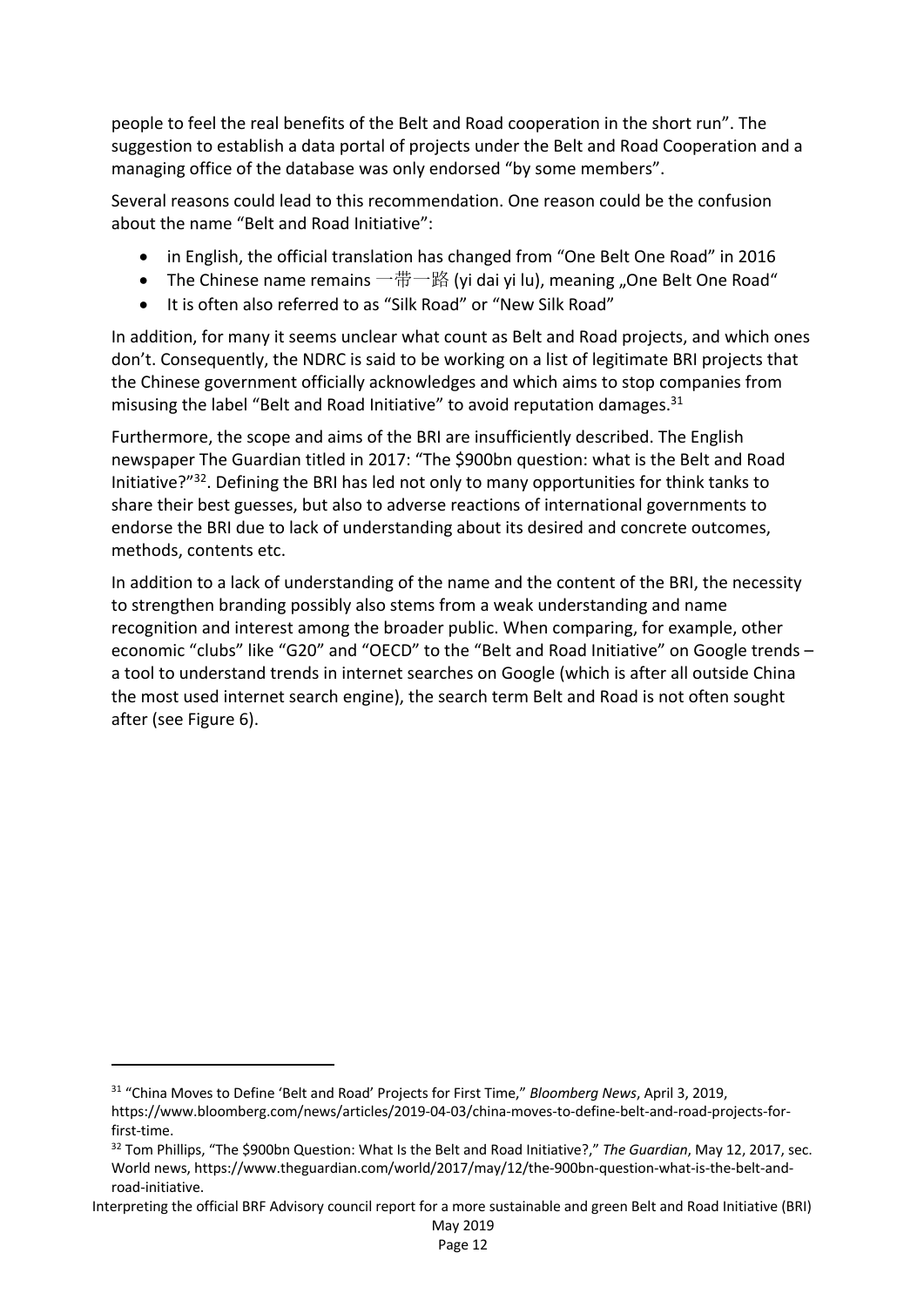people to feel the real benefits of the Belt and Road cooperation in the short run". The suggestion to establish a data portal of projects under the Belt and Road Cooperation and a managing office of the database was only endorsed "by some members".

Several reasons could lead to this recommendation. One reason could be the confusion about the name "Belt and Road Initiative":

- in English, the official translation has changed from "One Belt One Road" in 2016
- The Chinese name remains 一带一路 (yi dai yi lu), meaning „One Belt One Road"
- It is often also referred to as "Silk Road" or "New Silk Road"

In addition, for many it seems unclear what count as Belt and Road projects, and which ones don't. Consequently, the NDRC is said to be working on a list of legitimate BRI projects that the Chinese government officially acknowledges and which aims to stop companies from misusing the label "Belt and Road Initiative" to avoid reputation damages.[31]

Furthermore, the scope and aims of the BRI are insufficiently described. The English newspaper The Guardian titled in 2017: "The $900bn question: what is the Belt and Road Initiative?"[32]. Defining the BRI has led not only to many opportunities for think tanks to share their best guesses, but also to adverse reactions of international governments to endorse the BRI due to lack of understanding about its desired and concrete outcomes, methods, contents etc.

In addition to a lack of understanding of the name and the content of the BRI, the necessity to strengthen branding possibly also stems from a weak understanding and name recognition and interest among the broader public. When comparing, for example, other economic "clubs" like "G20" and "OECD" to the "Belt and Road Initiative" on Google trends – a tool to understand trends in internet searches on Google (which is after all outside China the most used internet search engine), the search term Belt and Road is not often sought after (see Figure 6).

[31] "China Moves to Define 'Belt and Road' Projects for First Time," *Bloomberg News*, April 3, 2019, https://www.bloomberg.com/news/articles/2019-04-03/china-moves-to-define-belt-and-road-projects-for-first-time.

[32] Tom Phillips, "The $900bn Question: What Is the Belt and Road Initiative?," *The Guardian*, May 12, 2017, sec. World news, https://www.theguardian.com/world/2017/may/12/the-900bn-question-what-is-the-belt-and-road-initiative.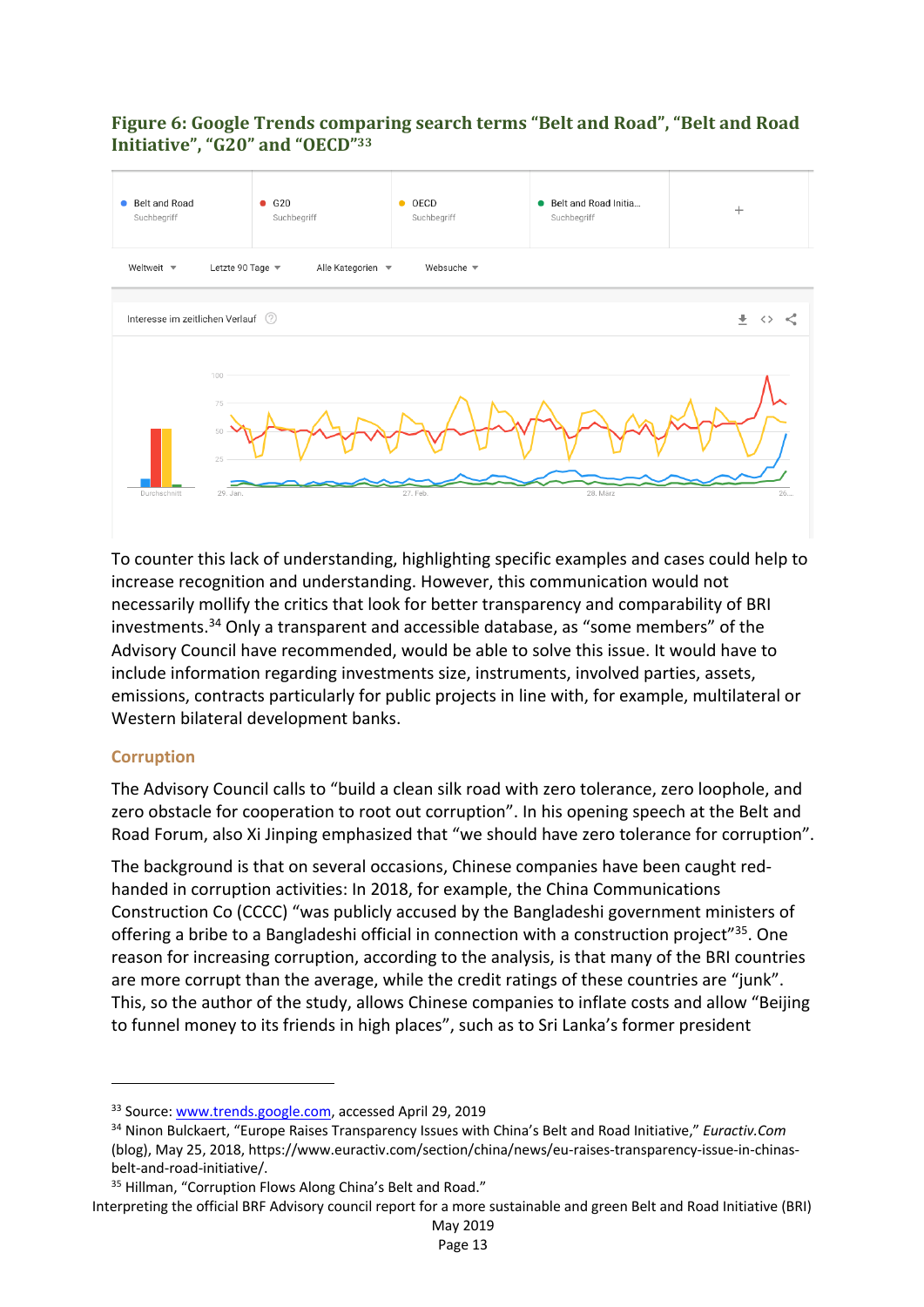**Figure 6: Google Trends comparing search terms "Belt and Road", "Belt and Road Initiative", "G20" and "OECD"[33]**

To counter this lack of understanding, highlighting specific examples and cases could help to increase recognition and understanding. However, this communication would not necessarily mollify the critics that look for better transparency and comparability of BRI investments.[34] Only a transparent and accessible database, as "some members" of the Advisory Council have recommended, would be able to solve this issue. It would have to include information regarding investments size, instruments, involved parties, assets, emissions, contracts particularly for public projects in line with, for example, multilateral or Western bilateral development banks.

## Corruption

The Advisory Council calls to "build a clean silk road with zero tolerance, zero loophole, and zero obstacle for cooperation to root out corruption". In his opening speech at the Belt and Road Forum, also Xi Jinping emphasized that "we should have zero tolerance for corruption".

The background is that on several occasions, Chinese companies have been caught red-handed in corruption activities: In 2018, for example, the China Communications Construction Co (CCCC) "was publicly accused by the Bangladeshi government ministers of offering a bribe to a Bangladeshi official in connection with a construction project"[35]. One reason for increasing corruption, according to the analysis, is that many of the BRI countries are more corrupt than the average, while the credit ratings of these countries are "junk". This, so the author of the study, allows Chinese companies to inflate costs and allow "Beijing to funnel money to its friends in high places", such as to Sri Lanka's former president

---

[33] Source: www.trends.google.com, accessed April 29, 2019

[34] Ninon Bulckaert, "Europe Raises Transparency Issues with China's Belt and Road Initiative," *Euractiv.Com* (blog), May 25, 2018, https://www.euractiv.com/section/china/news/eu-raises-transparency-issue-in-chinas-belt-and-road-initiative/.

[35] Hillman, "Corruption Flows Along China's Belt and Road."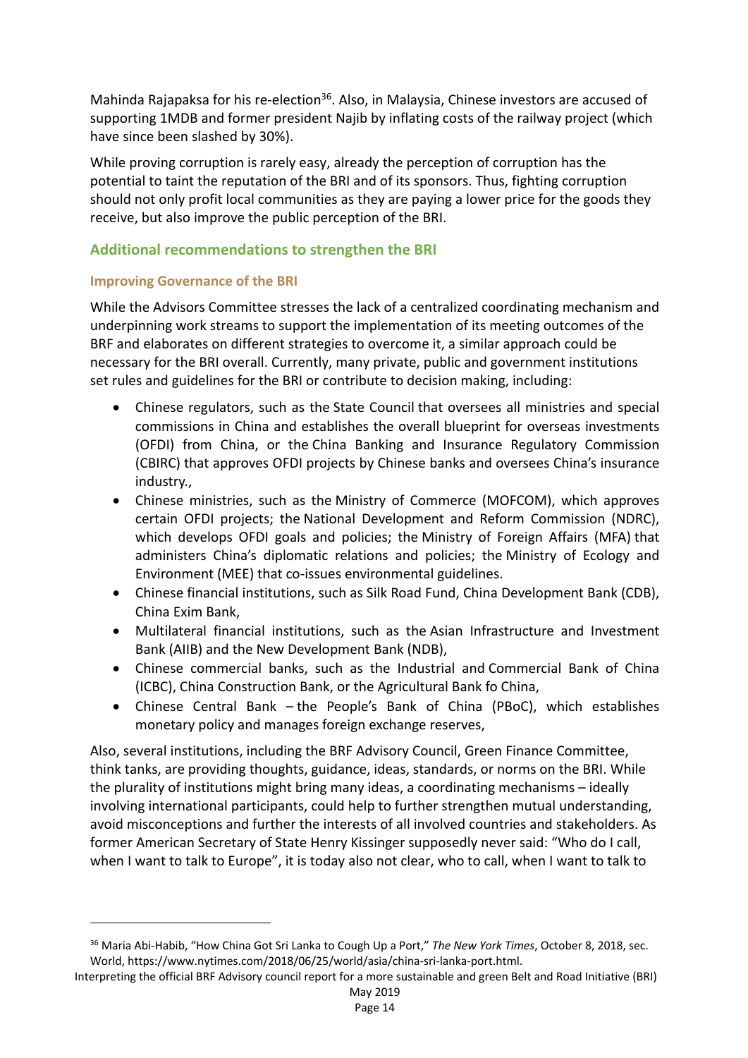Mahinda Rajapaksa for his re-election[36]. Also, in Malaysia, Chinese investors are accused of supporting 1MDB and former president Najib by inflating costs of the railway project (which have since been slashed by 30%).

While proving corruption is rarely easy, already the perception of corruption has the potential to taint the reputation of the BRI and of its sponsors. Thus, fighting corruption should not only profit local communities as they are paying a lower price for the goods they receive, but also improve the public perception of the BRI.

## Additional recommendations to strengthen the BRI

### Improving Governance of the BRI

While the Advisors Committee stresses the lack of a centralized coordinating mechanism and underpinning work streams to support the implementation of its meeting outcomes of the BRF and elaborates on different strategies to overcome it, a similar approach could be necessary for the BRI overall. Currently, many private, public and government institutions set rules and guidelines for the BRI or contribute to decision making, including:

- Chinese regulators, such as the State Council that oversees all ministries and special commissions in China and establishes the overall blueprint for overseas investments (OFDI) from China, or the China Banking and Insurance Regulatory Commission (CBIRC) that approves OFDI projects by Chinese banks and oversees China's insurance industry.,
- Chinese ministries, such as the Ministry of Commerce (MOFCOM), which approves certain OFDI projects; the National Development and Reform Commission (NDRC), which develops OFDI goals and policies; the Ministry of Foreign Affairs (MFA) that administers China's diplomatic relations and policies; the Ministry of Ecology and Environment (MEE) that co-issues environmental guidelines.
- Chinese financial institutions, such as Silk Road Fund, China Development Bank (CDB), China Exim Bank,
- Multilateral financial institutions, such as the Asian Infrastructure and Investment Bank (AIIB) and the New Development Bank (NDB),
- Chinese commercial banks, such as the Industrial and Commercial Bank of China (ICBC), China Construction Bank, or the Agricultural Bank fo China,
- Chinese Central Bank – the People's Bank of China (PBoC), which establishes monetary policy and manages foreign exchange reserves,

Also, several institutions, including the BRF Advisory Council, Green Finance Committee, think tanks, are providing thoughts, guidance, ideas, standards, or norms on the BRI. While the plurality of institutions might bring many ideas, a coordinating mechanisms – ideally involving international participants, could help to further strengthen mutual understanding, avoid misconceptions and further the interests of all involved countries and stakeholders. As former American Secretary of State Henry Kissinger supposedly never said: "Who do I call, when I want to talk to Europe", it is today also not clear, who to call, when I want to talk to

[36] Maria Abi-Habib, "How China Got Sri Lanka to Cough Up a Port," *The New York Times*, October 8, 2018, sec. World, https://www.nytimes.com/2018/06/25/world/asia/china-sri-lanka-port.html.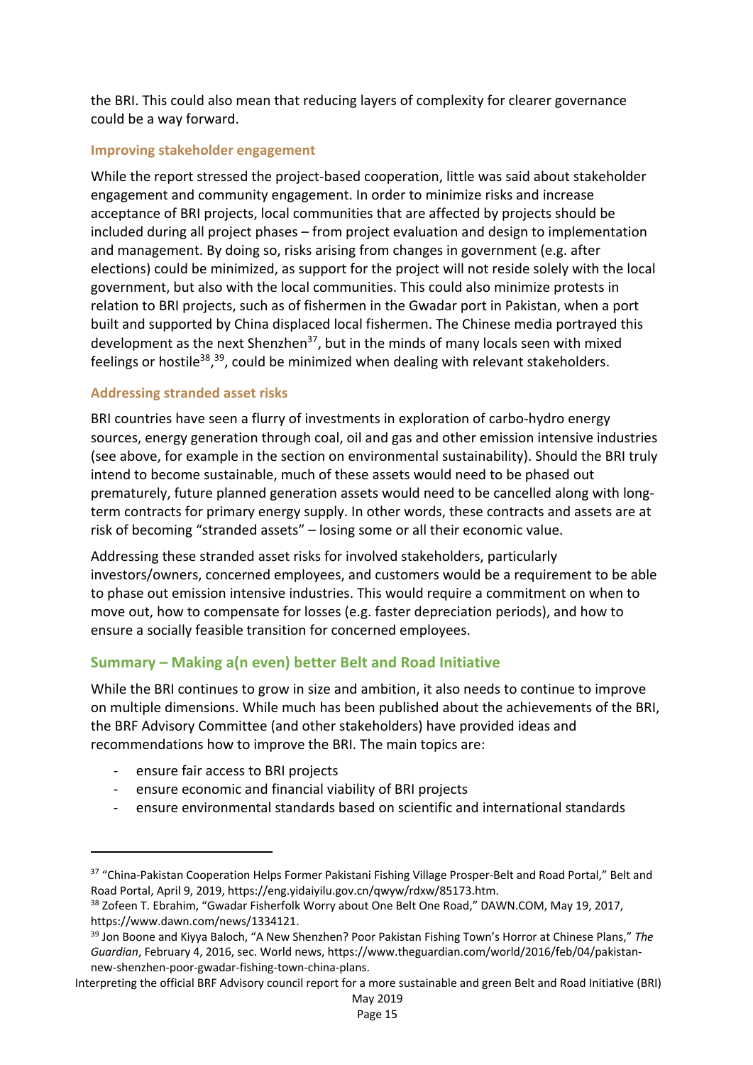the BRI. This could also mean that reducing layers of complexity for clearer governance could be a way forward.

### Improving stakeholder engagement

While the report stressed the project-based cooperation, little was said about stakeholder engagement and community engagement. In order to minimize risks and increase acceptance of BRI projects, local communities that are affected by projects should be included during all project phases – from project evaluation and design to implementation and management. By doing so, risks arising from changes in government (e.g. after elections) could be minimized, as support for the project will not reside solely with the local government, but also with the local communities. This could also minimize protests in relation to BRI projects, such as of fishermen in the Gwadar port in Pakistan, when a port built and supported by China displaced local fishermen. The Chinese media portrayed this development as the next Shenzhen[37], but in the minds of many locals seen with mixed feelings or hostile[38],[39], could be minimized when dealing with relevant stakeholders.

### Addressing stranded asset risks

BRI countries have seen a flurry of investments in exploration of carbo-hydro energy sources, energy generation through coal, oil and gas and other emission intensive industries (see above, for example in the section on environmental sustainability). Should the BRI truly intend to become sustainable, much of these assets would need to be phased out prematurely, future planned generation assets would need to be cancelled along with long-term contracts for primary energy supply. In other words, these contracts and assets are at risk of becoming "stranded assets" – losing some or all their economic value.

Addressing these stranded asset risks for involved stakeholders, particularly investors/owners, concerned employees, and customers would be a requirement to be able to phase out emission intensive industries. This would require a commitment on when to move out, how to compensate for losses (e.g. faster depreciation periods), and how to ensure a socially feasible transition for concerned employees.

## Summary – Making a(n even) better Belt and Road Initiative

While the BRI continues to grow in size and ambition, it also needs to continue to improve on multiple dimensions. While much has been published about the achievements of the BRI, the BRF Advisory Committee (and other stakeholders) have provided ideas and recommendations how to improve the BRI. The main topics are:

- ensure fair access to BRI projects
- ensure economic and financial viability of BRI projects
- ensure environmental standards based on scientific and international standards

---

[37] "China-Pakistan Cooperation Helps Former Pakistani Fishing Village Prosper-Belt and Road Portal," Belt and Road Portal, April 9, 2019, https://eng.yidaiyilu.gov.cn/qwyw/rdxw/85173.htm.

[38] Zofeen T. Ebrahim, "Gwadar Fisherfolk Worry about One Belt One Road," DAWN.COM, May 19, 2017, https://www.dawn.com/news/1334121.

[39] Jon Boone and Kiyya Baloch, "A New Shenzhen? Poor Pakistan Fishing Town's Horror at Chinese Plans," *The Guardian*, February 4, 2016, sec. World news, https://www.theguardian.com/world/2016/feb/04/pakistan-new-shenzhen-poor-gwadar-fishing-town-china-plans.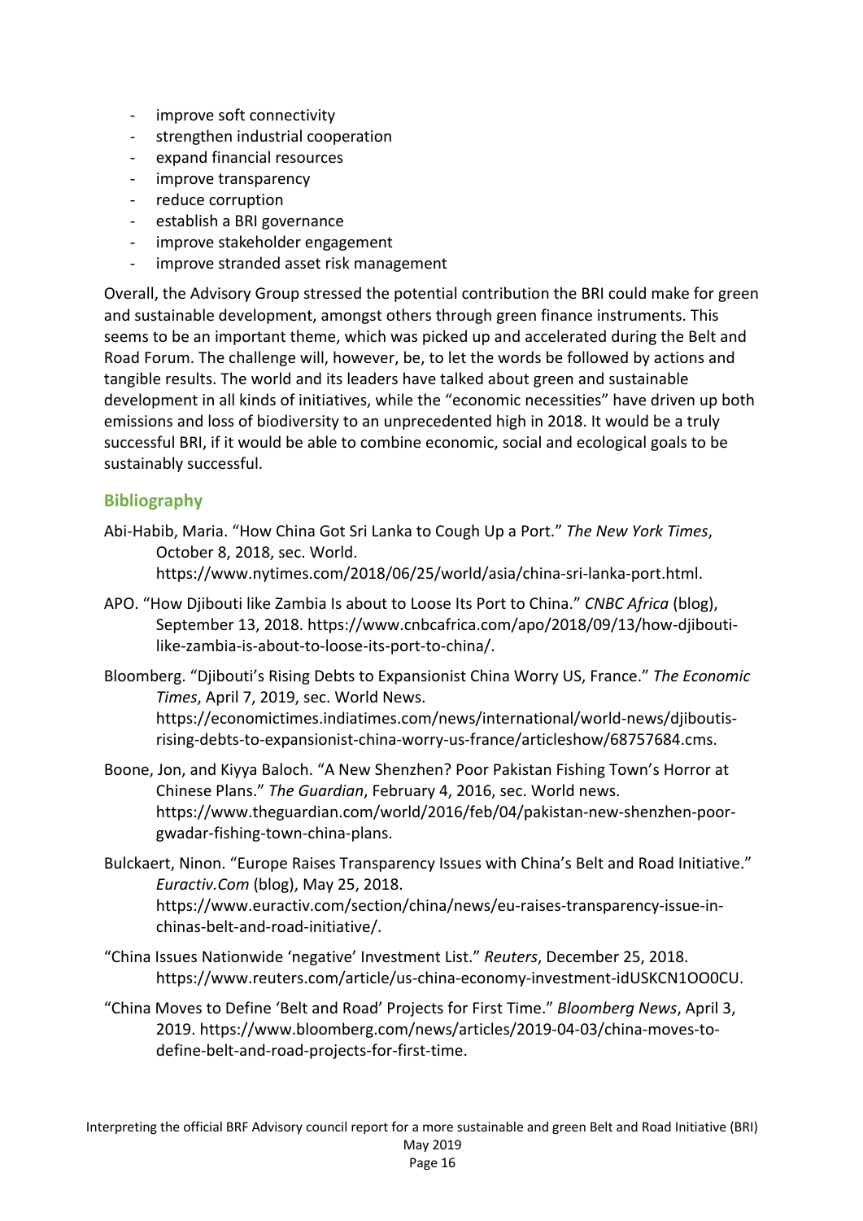- improve soft connectivity
- strengthen industrial cooperation
- expand financial resources
- improve transparency
- reduce corruption
- establish a BRI governance
- improve stakeholder engagement
- improve stranded asset risk management

Overall, the Advisory Group stressed the potential contribution the BRI could make for green and sustainable development, amongst others through green finance instruments. This seems to be an important theme, which was picked up and accelerated during the Belt and Road Forum. The challenge will, however, be, to let the words be followed by actions and tangible results. The world and its leaders have talked about green and sustainable development in all kinds of initiatives, while the "economic necessities" have driven up both emissions and loss of biodiversity to an unprecedented high in 2018. It would be a truly successful BRI, if it would be able to combine economic, social and ecological goals to be sustainably successful.

## Bibliography

Abi-Habib, Maria. "How China Got Sri Lanka to Cough Up a Port." *The New York Times*, October 8, 2018, sec. World. https://www.nytimes.com/2018/06/25/world/asia/china-sri-lanka-port.html.

APO. "How Djibouti like Zambia Is about to Loose Its Port to China." *CNBC Africa* (blog), September 13, 2018. https://www.cnbcafrica.com/apo/2018/09/13/how-djibouti-like-zambia-is-about-to-loose-its-port-to-china/.

Bloomberg. "Djibouti's Rising Debts to Expansionist China Worry US, France." *The Economic Times*, April 7, 2019, sec. World News. https://economictimes.indiatimes.com/news/international/world-news/djiboutis-rising-debts-to-expansionist-china-worry-us-france/articleshow/68757684.cms.

Boone, Jon, and Kiyya Baloch. "A New Shenzhen? Poor Pakistan Fishing Town's Horror at Chinese Plans." *The Guardian*, February 4, 2016, sec. World news. https://www.theguardian.com/world/2016/feb/04/pakistan-new-shenzhen-poor-gwadar-fishing-town-china-plans.

Bulckaert, Ninon. "Europe Raises Transparency Issues with China's Belt and Road Initiative." *Euractiv.Com* (blog), May 25, 2018. https://www.euractiv.com/section/china/news/eu-raises-transparency-issue-in-chinas-belt-and-road-initiative/.

"China Issues Nationwide 'negative' Investment List." *Reuters*, December 25, 2018. https://www.reuters.com/article/us-china-economy-investment-idUSKCN1OO0CU.

"China Moves to Define 'Belt and Road' Projects for First Time." *Bloomberg News*, April 3, 2019. https://www.bloomberg.com/news/articles/2019-04-03/china-moves-to-define-belt-and-road-projects-for-first-time.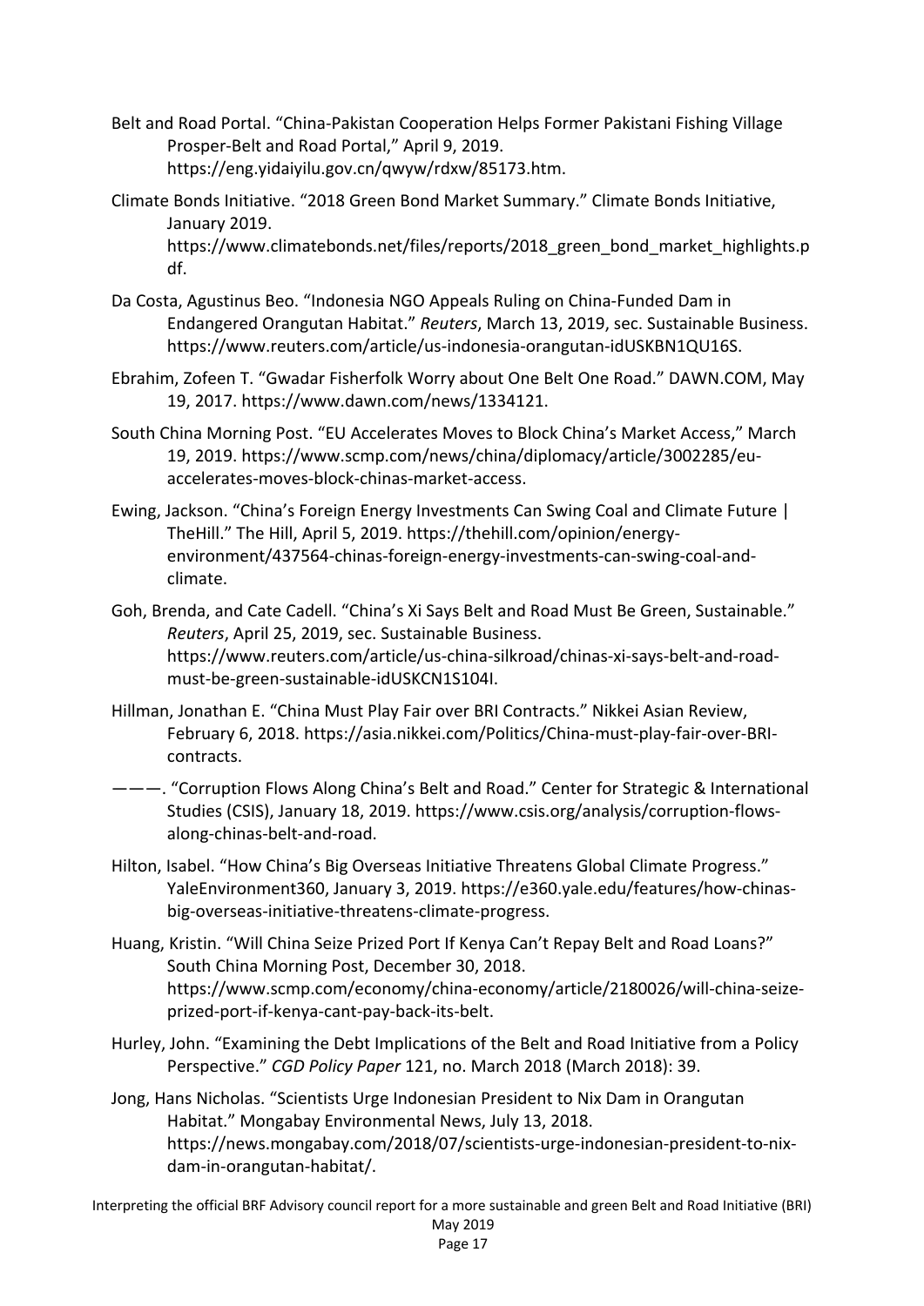Belt and Road Portal. "China-Pakistan Cooperation Helps Former Pakistani Fishing Village Prosper-Belt and Road Portal," April 9, 2019. https://eng.yidaiyilu.gov.cn/qwyw/rdxw/85173.htm.

Climate Bonds Initiative. "2018 Green Bond Market Summary." Climate Bonds Initiative, January 2019. https://www.climatebonds.net/files/reports/2018_green_bond_market_highlights.pdf.

Da Costa, Agustinus Beo. "Indonesia NGO Appeals Ruling on China-Funded Dam in Endangered Orangutan Habitat." *Reuters*, March 13, 2019, sec. Sustainable Business. https://www.reuters.com/article/us-indonesia-orangutan-idUSKBN1QU16S.

Ebrahim, Zofeen T. "Gwadar Fisherfolk Worry about One Belt One Road." DAWN.COM, May 19, 2017. https://www.dawn.com/news/1334121.

South China Morning Post. "EU Accelerates Moves to Block China's Market Access," March 19, 2019. https://www.scmp.com/news/china/diplomacy/article/3002285/eu-accelerates-moves-block-chinas-market-access.

Ewing, Jackson. "China's Foreign Energy Investments Can Swing Coal and Climate Future | TheHill." The Hill, April 5, 2019. https://thehill.com/opinion/energy-environment/437564-chinas-foreign-energy-investments-can-swing-coal-and-climate.

Goh, Brenda, and Cate Cadell. "China's Xi Says Belt and Road Must Be Green, Sustainable." *Reuters*, April 25, 2019, sec. Sustainable Business. https://www.reuters.com/article/us-china-silkroad/chinas-xi-says-belt-and-road-must-be-green-sustainable-idUSKCN1S104I.

Hillman, Jonathan E. "China Must Play Fair over BRI Contracts." Nikkei Asian Review, February 6, 2018. https://asia.nikkei.com/Politics/China-must-play-fair-over-BRI-contracts.

———. "Corruption Flows Along China's Belt and Road." Center for Strategic & International Studies (CSIS), January 18, 2019. https://www.csis.org/analysis/corruption-flows-along-chinas-belt-and-road.

Hilton, Isabel. "How China's Big Overseas Initiative Threatens Global Climate Progress." YaleEnvironment360, January 3, 2019. https://e360.yale.edu/features/how-chinas-big-overseas-initiative-threatens-climate-progress.

Huang, Kristin. "Will China Seize Prized Port If Kenya Can't Repay Belt and Road Loans?" South China Morning Post, December 30, 2018. https://www.scmp.com/economy/china-economy/article/2180026/will-china-seize-prized-port-if-kenya-cant-pay-back-its-belt.

Hurley, John. "Examining the Debt Implications of the Belt and Road Initiative from a Policy Perspective." *CGD Policy Paper* 121, no. March 2018 (March 2018): 39.

Jong, Hans Nicholas. "Scientists Urge Indonesian President to Nix Dam in Orangutan Habitat." Mongabay Environmental News, July 13, 2018. https://news.mongabay.com/2018/07/scientists-urge-indonesian-president-to-nix-dam-in-orangutan-habitat/.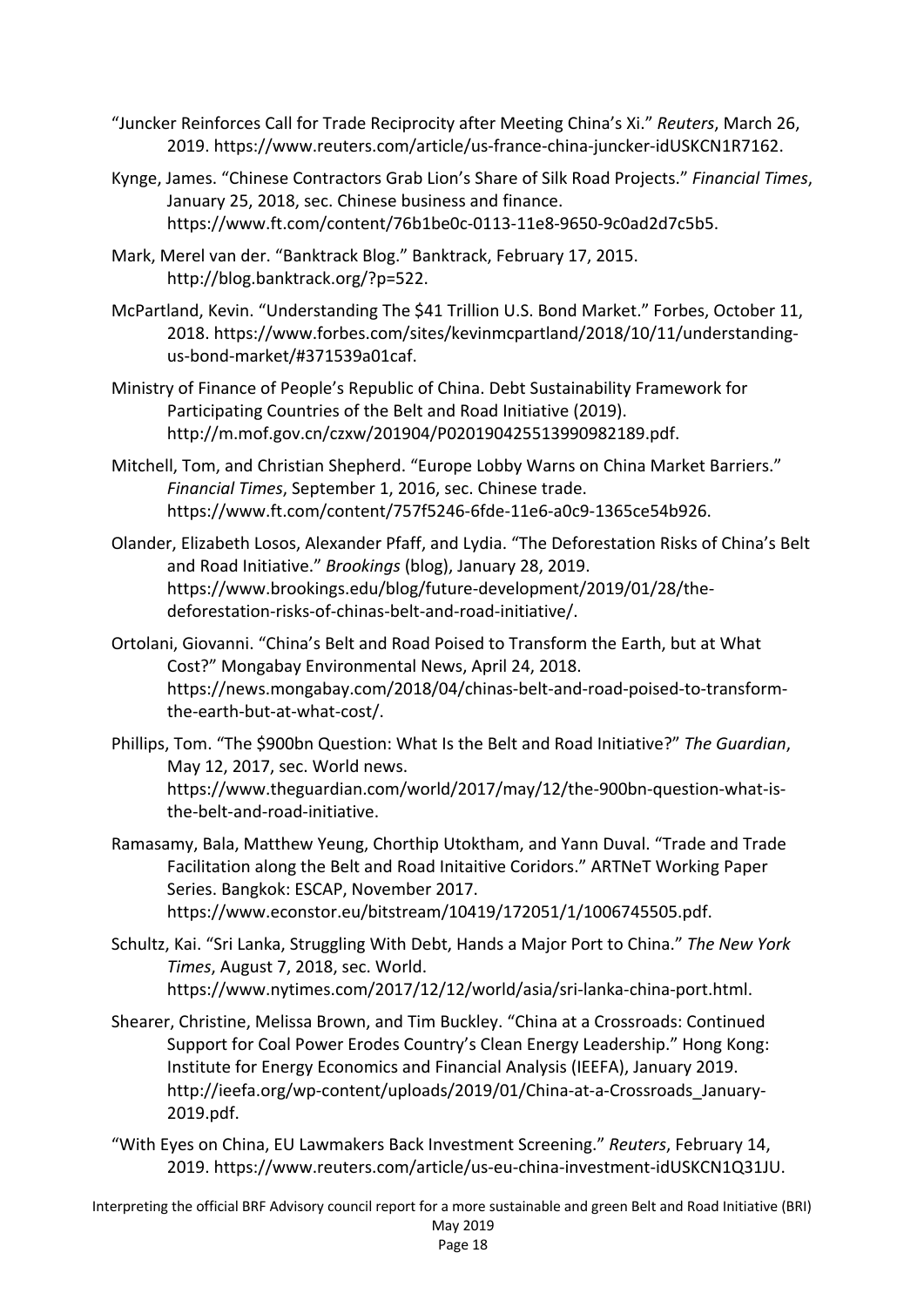"Juncker Reinforces Call for Trade Reciprocity after Meeting China's Xi." *Reuters*, March 26, 2019. https://www.reuters.com/article/us-france-china-juncker-idUSKCN1R7162.

Kynge, James. "Chinese Contractors Grab Lion's Share of Silk Road Projects." *Financial Times*, January 25, 2018, sec. Chinese business and finance. https://www.ft.com/content/76b1be0c-0113-11e8-9650-9c0ad2d7c5b5.

Mark, Merel van der. "Banktrack Blog." Banktrack, February 17, 2015. http://blog.banktrack.org/?p=522.

McPartland, Kevin. "Understanding The $41 Trillion U.S. Bond Market." Forbes, October 11, 2018. https://www.forbes.com/sites/kevinmcpartland/2018/10/11/understanding-us-bond-market/#371539a01caf.

Ministry of Finance of People's Republic of China. Debt Sustainability Framework for Participating Countries of the Belt and Road Initiative (2019). http://m.mof.gov.cn/czxw/201904/P020190425513990982189.pdf.

Mitchell, Tom, and Christian Shepherd. "Europe Lobby Warns on China Market Barriers." *Financial Times*, September 1, 2016, sec. Chinese trade. https://www.ft.com/content/757f5246-6fde-11e6-a0c9-1365ce54b926.

Olander, Elizabeth Losos, Alexander Pfaff, and Lydia. "The Deforestation Risks of China's Belt and Road Initiative." *Brookings* (blog), January 28, 2019. https://www.brookings.edu/blog/future-development/2019/01/28/the-deforestation-risks-of-chinas-belt-and-road-initiative/.

Ortolani, Giovanni. "China's Belt and Road Poised to Transform the Earth, but at What Cost?" Mongabay Environmental News, April 24, 2018. https://news.mongabay.com/2018/04/chinas-belt-and-road-poised-to-transform-the-earth-but-at-what-cost/.

Phillips, Tom. "The $900bn Question: What Is the Belt and Road Initiative?" *The Guardian*, May 12, 2017, sec. World news. https://www.theguardian.com/world/2017/may/12/the-900bn-question-what-is-the-belt-and-road-initiative.

Ramasamy, Bala, Matthew Yeung, Chorthip Utoktham, and Yann Duval. "Trade and Trade Facilitation along the Belt and Road Initaitive Coridors." ARTNeT Working Paper Series. Bangkok: ESCAP, November 2017. https://www.econstor.eu/bitstream/10419/172051/1/1006745505.pdf.

Schultz, Kai. "Sri Lanka, Struggling With Debt, Hands a Major Port to China." *The New York Times*, August 7, 2018, sec. World. https://www.nytimes.com/2017/12/12/world/asia/sri-lanka-china-port.html.

Shearer, Christine, Melissa Brown, and Tim Buckley. "China at a Crossroads: Continued Support for Coal Power Erodes Country's Clean Energy Leadership." Hong Kong: Institute for Energy Economics and Financial Analysis (IEEFA), January 2019. http://ieefa.org/wp-content/uploads/2019/01/China-at-a-Crossroads_January-2019.pdf.

"With Eyes on China, EU Lawmakers Back Investment Screening." *Reuters*, February 14, 2019. https://www.reuters.com/article/us-eu-china-investment-idUSKCN1Q31JU.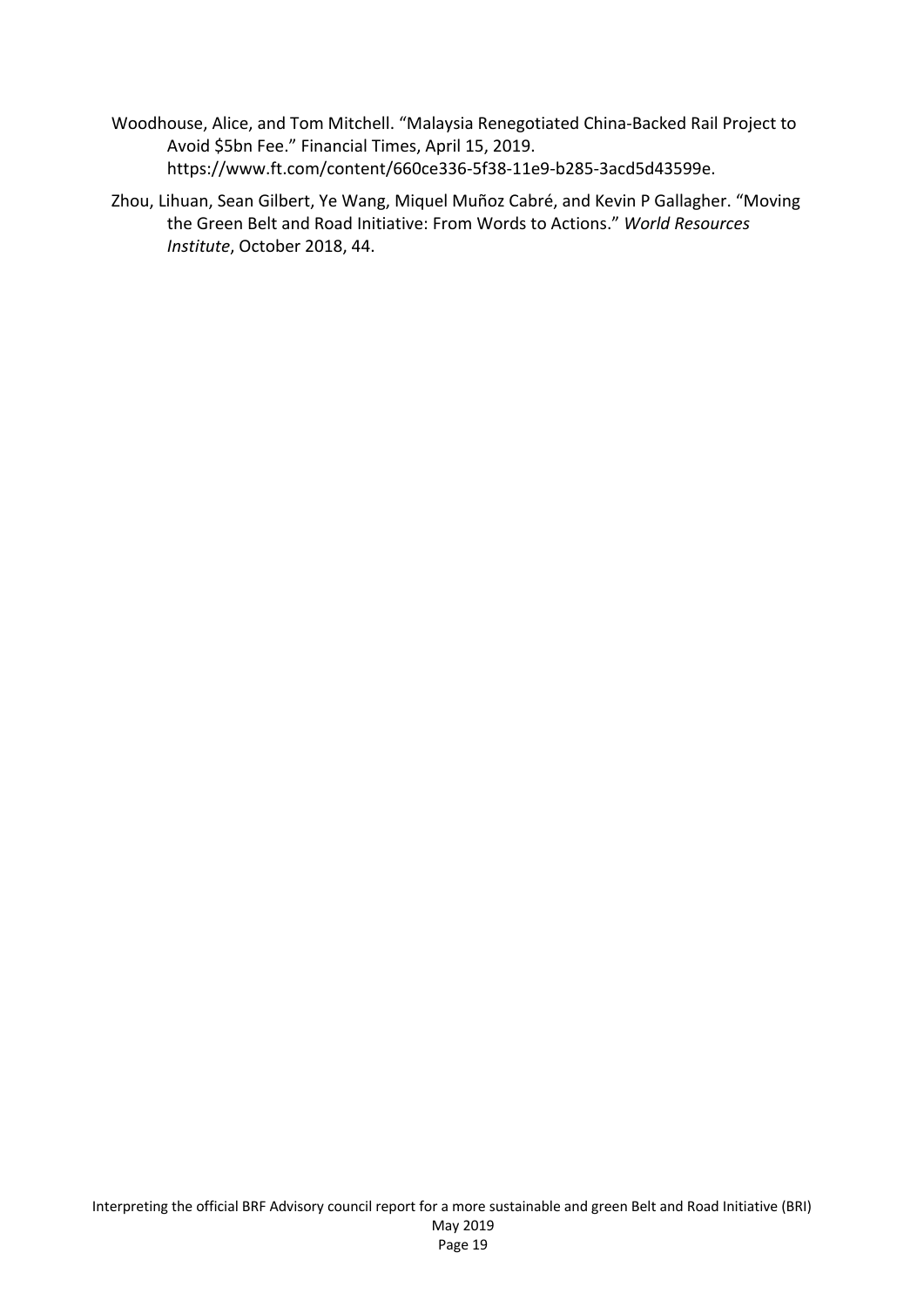Woodhouse, Alice, and Tom Mitchell. "Malaysia Renegotiated China-Backed Rail Project to Avoid $5bn Fee." Financial Times, April 15, 2019. https://www.ft.com/content/660ce336-5f38-11e9-b285-3acd5d43599e.

Zhou, Lihuan, Sean Gilbert, Ye Wang, Miquel Muñoz Cabré, and Kevin P Gallagher. "Moving the Green Belt and Road Initiative: From Words to Actions." *World Resources Institute*, October 2018, 44.